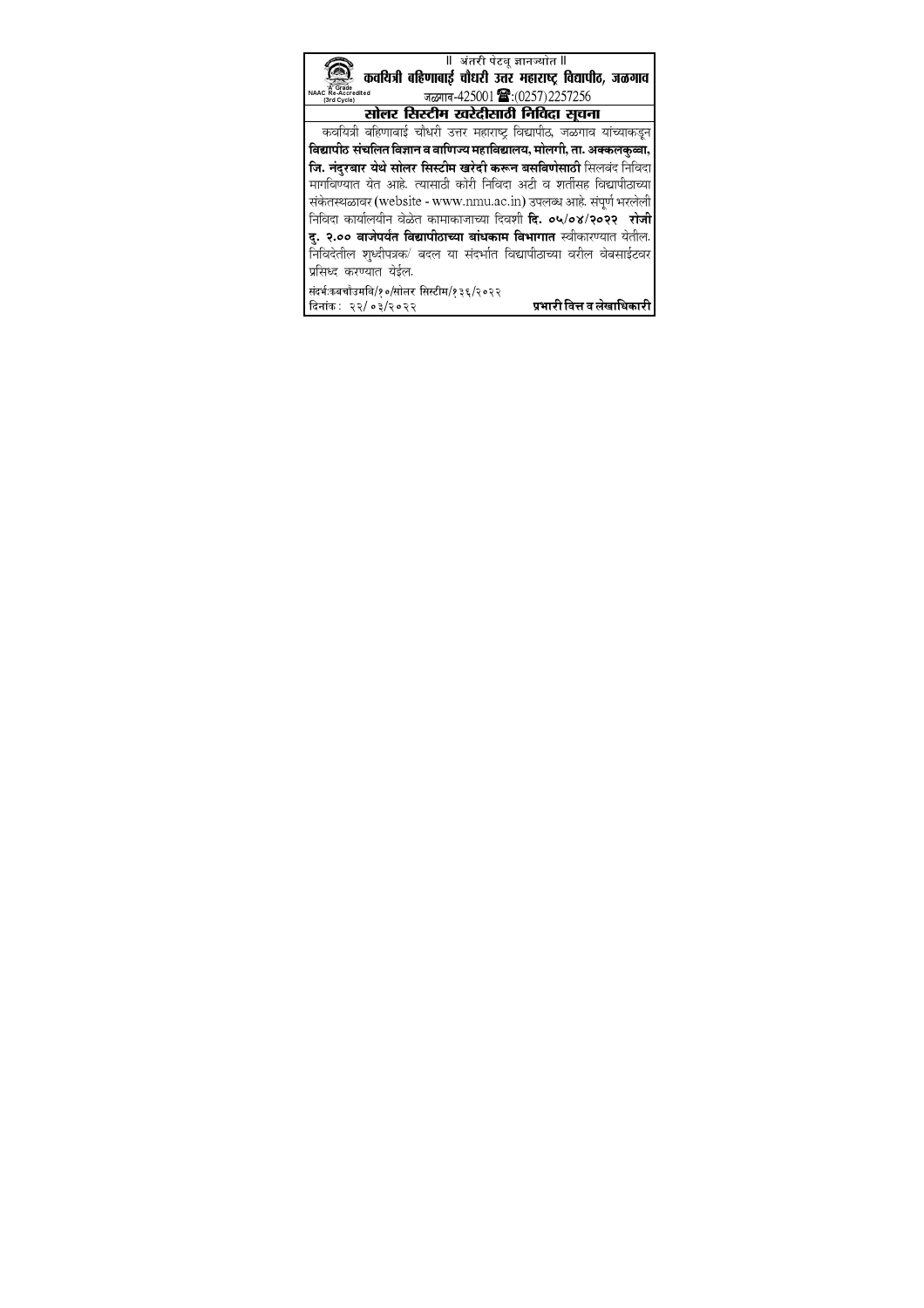॥ अंतरी पेटवू ज्ञानज्योत ॥

# कवयित्री बहिणाबाई चौधरी उत्तर महाराष्ट्र विद्यापीठ, जळगाव

NAAC Re-Accredited 'A' Grade (3rd Cycle)

जळगाव-425001 ☎:(0257)2257256

## सोलर सिस्टीम खरेदीसाठी निविदा सूचना

कवयित्री बहिणाबाई चौधरी उत्तर महाराष्ट्र विद्यापीठ, जळगाव यांच्याकडून **विद्यापीठ संचलित विज्ञान व वाणिज्य महाविद्यालय, मोलगी, ता. अक्कलकुवा, जि. नंदुरबार येथे सोलर सिस्टीम खरेदी करून बसविणेसाठी** सिलबंद निविदा मागविण्यात येत आहे. त्यासाठी कोरी निविदा अटी व शर्तीसह विद्यापीठाच्या संकेतस्थळावर (website - www.nmu.ac.in) उपलब्ध आहे. संपूर्ण भरलेली निविदा कार्यालयीन वेळेत कामाकाजाच्या दिवशी **दि. ०५/०४/२०२२ रोजी दु. २.०० वाजेपर्यंत विद्यापीठाच्या बांधकाम विभागात** स्वीकारण्यात येतील. निविदेतील शुध्दीपत्रक/ बदल या संदर्भात विद्यापीठाच्या वरील वेबसाईटवर प्रसिध्द करण्यात येईल.

संदर्भ:कबचौउमवि/१०/सोलर सिस्टीम/१३६/२०२२

दिनांक : २२/०३/२०२२

**प्रभारी वित्त व लेखाधिकारी**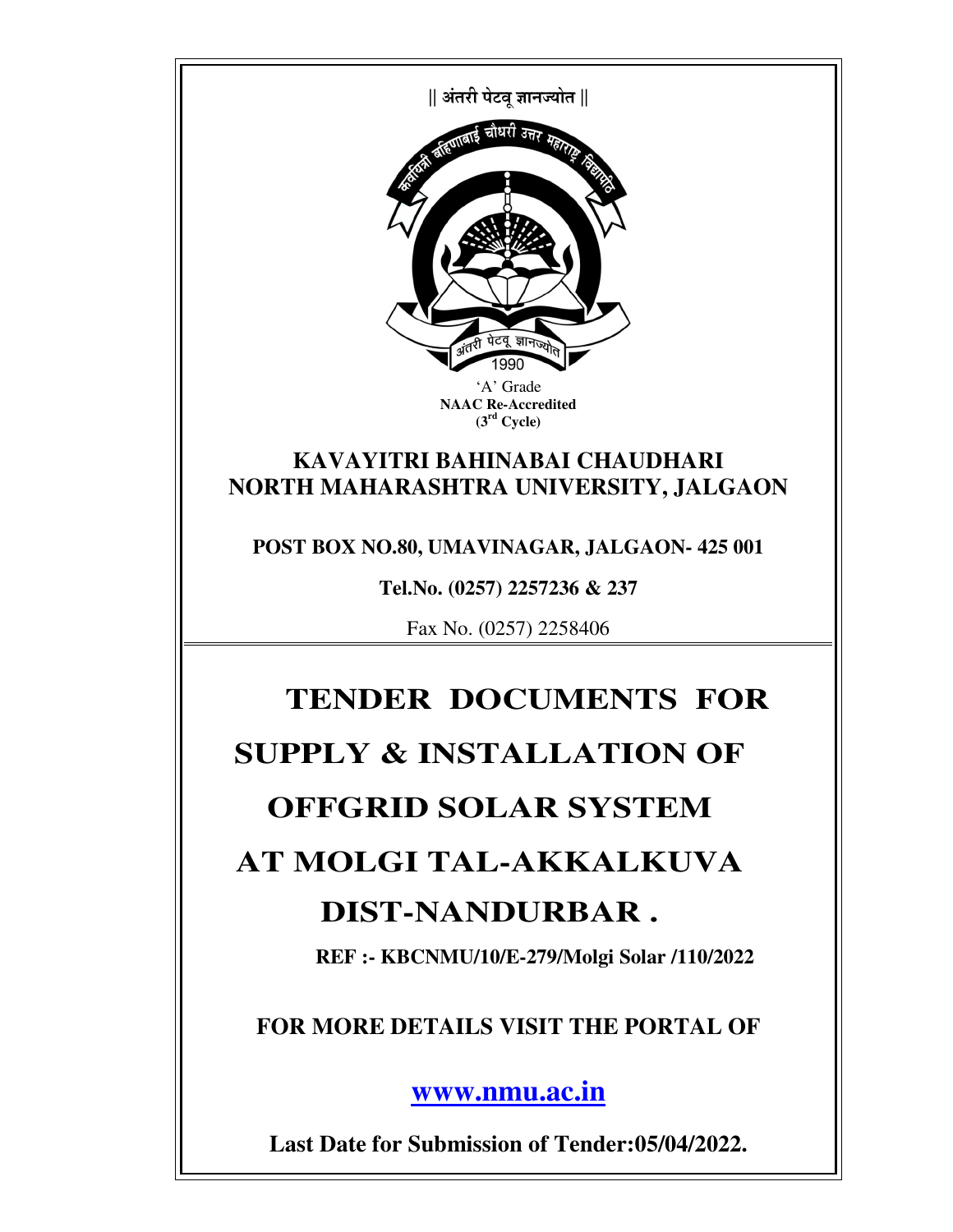|| अंतरी पेटवू ज्ञानज्योत ||

'A' Grade
**NAAC Re-Accredited**
**(3rd Cycle)**

# KAVAYITRI BAHINABAI CHAUDHARI NORTH MAHARASHTRA UNIVERSITY, JALGAON

**POST BOX NO.80, UMAVINAGAR, JALGAON- 425 001**

**Tel.No. (0257) 2257236 & 237**

Fax No. (0257) 2258406

# TENDER DOCUMENTS FOR SUPPLY & INSTALLATION OF OFFGRID SOLAR SYSTEM AT MOLGI TAL-AKKALKUVA DIST-NANDURBAR .

**REF :- KBCNMU/10/E-279/Molgi Solar /110/2022**

**FOR MORE DETAILS VISIT THE PORTAL OF**

**www.nmu.ac.in**

**Last Date for Submission of Tender:05/04/2022.**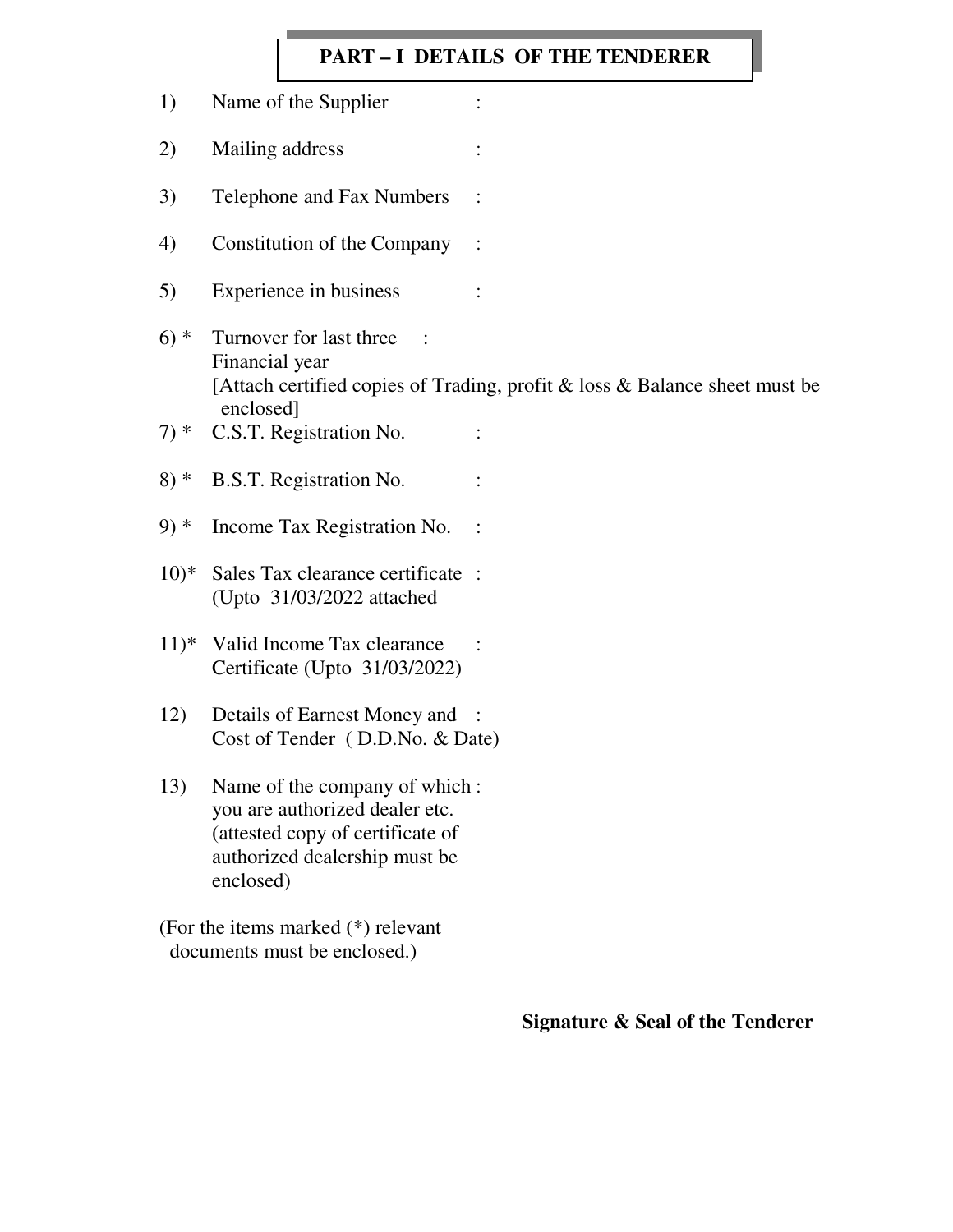## PART – I DETAILS OF THE TENDERER

1) Name of the Supplier :

2) Mailing address :

3) Telephone and Fax Numbers :

4) Constitution of the Company :

5) Experience in business :

6) * Turnover for last three Financial year :
[Attach certified copies of Trading, profit & loss & Balance sheet must be enclosed]

7) * C.S.T. Registration No. :

8) * B.S.T. Registration No. :

9) * Income Tax Registration No. :

10)* Sales Tax clearance certificate (Upto 31/03/2022 attached :

11)* Valid Income Tax clearance Certificate (Upto 31/03/2022) :

12) Details of Earnest Money and Cost of Tender ( D.D.No. & Date) :

13) Name of the company of which you are authorized dealer etc. (attested copy of certificate of authorized dealership must be enclosed) :

(For the items marked (*) relevant documents must be enclosed.)

**Signature & Seal of the Tenderer**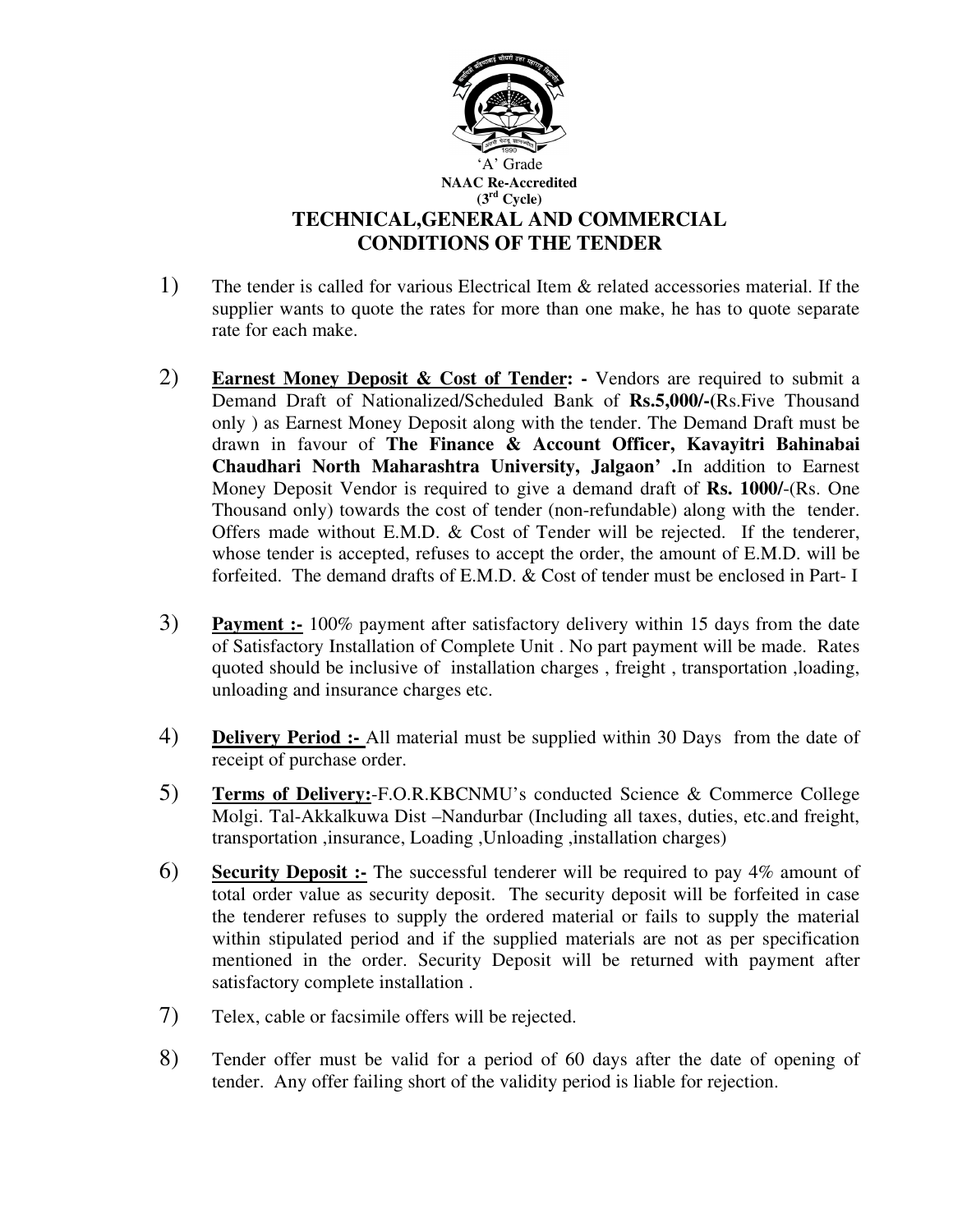'A' Grade
**NAAC Re-Accredited**
**(3rd Cycle)**

# TECHNICAL,GENERAL AND COMMERCIAL CONDITIONS OF THE TENDER

1) The tender is called for various Electrical Item & related accessories material. If the supplier wants to quote the rates for more than one make, he has to quote separate rate for each make.

2) **Earnest Money Deposit & Cost of Tender: -** Vendors are required to submit a Demand Draft of Nationalized/Scheduled Bank of **Rs.5,000/-**(Rs.Five Thousand only ) as Earnest Money Deposit along with the tender. The Demand Draft must be drawn in favour of **The Finance & Account Officer, Kavayitri Bahinabai Chaudhari North Maharashtra University, Jalgaon' .**In addition to Earnest Money Deposit Vendor is required to give a demand draft of **Rs. 1000/-**(Rs. One Thousand only) towards the cost of tender (non-refundable) along with the tender. Offers made without E.M.D. & Cost of Tender will be rejected. If the tenderer, whose tender is accepted, refuses to accept the order, the amount of E.M.D. will be forfeited. The demand drafts of E.M.D. & Cost of tender must be enclosed in Part- I

3) **Payment :-** 100% payment after satisfactory delivery within 15 days from the date of Satisfactory Installation of Complete Unit . No part payment will be made. Rates quoted should be inclusive of installation charges , freight , transportation ,loading, unloading and insurance charges etc.

4) **Delivery Period :-** All material must be supplied within 30 Days from the date of receipt of purchase order.

5) **Terms of Delivery:**-F.O.R.KBCNMU's conducted Science & Commerce College Molgi. Tal-Akkalkuwa Dist –Nandurbar (Including all taxes, duties, etc.and freight, transportation ,insurance, Loading ,Unloading ,installation charges)

6) **Security Deposit :-** The successful tenderer will be required to pay 4% amount of total order value as security deposit. The security deposit will be forfeited in case the tenderer refuses to supply the ordered material or fails to supply the material within stipulated period and if the supplied materials are not as per specification mentioned in the order. Security Deposit will be returned with payment after satisfactory complete installation .

7) Telex, cable or facsimile offers will be rejected.

8) Tender offer must be valid for a period of 60 days after the date of opening of tender. Any offer failing short of the validity period is liable for rejection.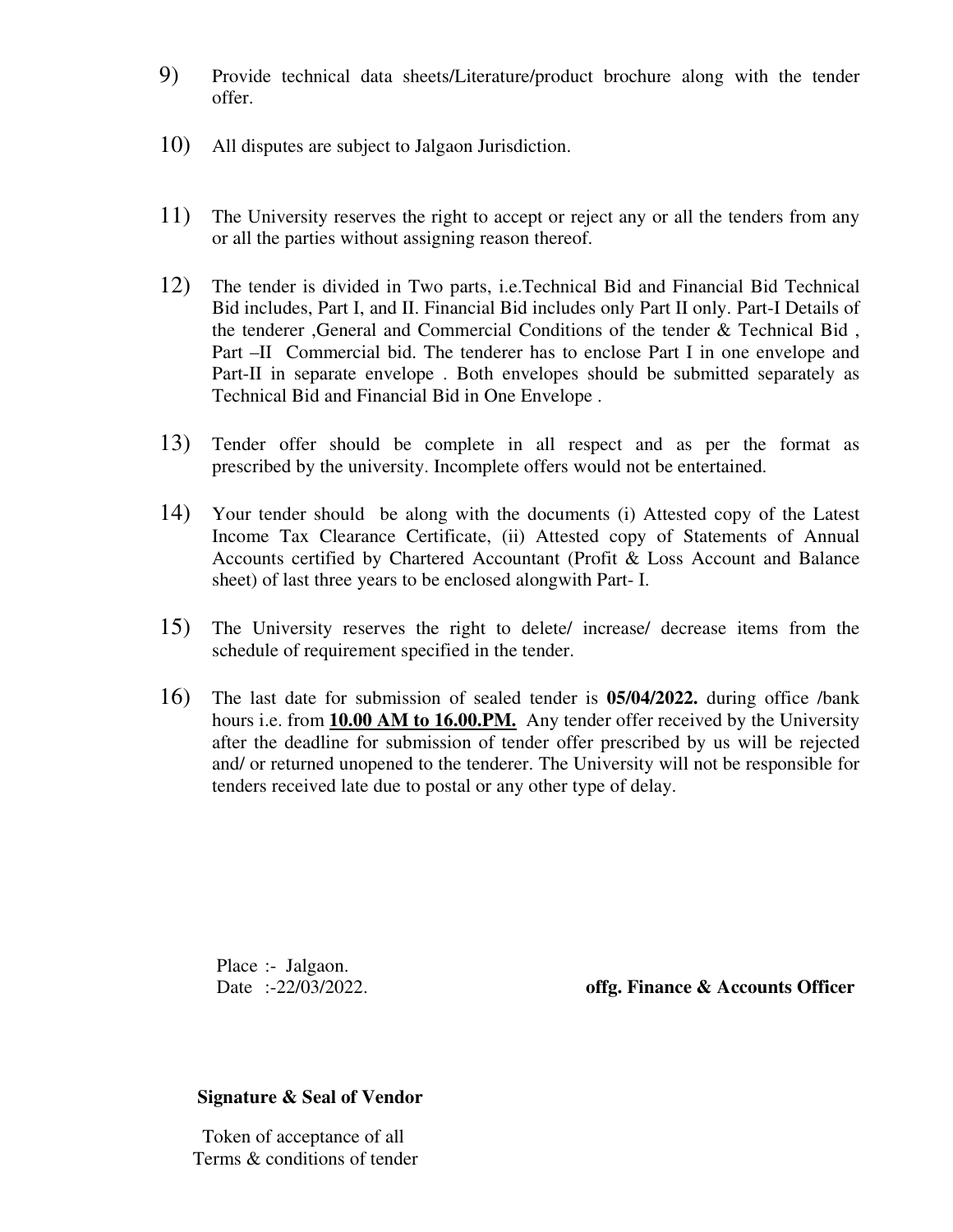9) Provide technical data sheets/Literature/product brochure along with the tender offer.

10) All disputes are subject to Jalgaon Jurisdiction.

11) The University reserves the right to accept or reject any or all the tenders from any or all the parties without assigning reason thereof.

12) The tender is divided in Two parts, i.e.Technical Bid and Financial Bid Technical Bid includes, Part I, and II. Financial Bid includes only Part II only. Part-I Details of the tenderer ,General and Commercial Conditions of the tender & Technical Bid , Part –II Commercial bid. The tenderer has to enclose Part I in one envelope and Part-II in separate envelope . Both envelopes should be submitted separately as Technical Bid and Financial Bid in One Envelope .

13) Tender offer should be complete in all respect and as per the format as prescribed by the university. Incomplete offers would not be entertained.

14) Your tender should be along with the documents (i) Attested copy of the Latest Income Tax Clearance Certificate, (ii) Attested copy of Statements of Annual Accounts certified by Chartered Accountant (Profit & Loss Account and Balance sheet) of last three years to be enclosed alongwith Part- I.

15) The University reserves the right to delete/ increase/ decrease items from the schedule of requirement specified in the tender.

16) The last date for submission of sealed tender is **05/04/2022.** during office /bank hours i.e. from <u>**10.00 AM to 16.00.PM.**</u> Any tender offer received by the University after the deadline for submission of tender offer prescribed by us will be rejected and/ or returned unopened to the tenderer. The University will not be responsible for tenders received late due to postal or any other type of delay.

Place :- Jalgaon.
Date :-22/03/2022.

**offg. Finance & Accounts Officer**

**Signature & Seal of Vendor**

Token of acceptance of all
Terms & conditions of tender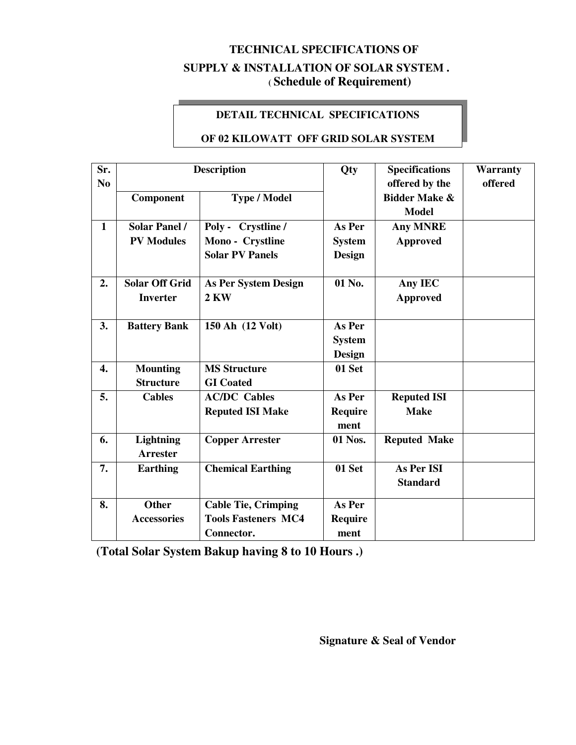## TECHNICAL SPECIFICATIONS OF

## SUPPLY & INSTALLATION OF SOLAR SYSTEM .

**( Schedule of Requirement)**

**DETAIL TECHNICAL SPECIFICATIONS**

**OF 02 KILOWATT OFF GRID SOLAR SYSTEM**

| Sr. No | Description | | Qty | Specifications offered by the Bidder Make & Model | Warranty offered |
|---|---|---|---|---|---|
| | **Component** | **Type / Model** | | | |
| **1** | **Solar Panel / PV Modules** | **Poly - Crystline / Mono - Crystline Solar PV Panels** | **As Per System Design** | **Any MNRE Approved** | |
| **2.** | **Solar Off Grid Inverter** | **As Per System Design 2 KW** | **01 No.** | **Any IEC Approved** | |
| **3.** | **Battery Bank** | **150 Ah (12 Volt)** | **As Per System Design** | | |
| **4.** | **Mounting Structure** | **MS Structure GI Coated** | **01 Set** | | |
| **5.** | **Cables** | **AC/DC Cables Reputed ISI Make** | **As Per Require ment** | **Reputed ISI Make** | |
| **6.** | **Lightning Arrester** | **Copper Arrester** | **01 Nos.** | **Reputed Make** | |
| **7.** | **Earthing** | **Chemical Earthing** | **01 Set** | **As Per ISI Standard** | |
| **8.** | **Other Accessories** | **Cable Tie, Crimping Tools Fasteners MC4 Connector.** | **As Per Require ment** | | |

**(Total Solar System Bakup having 8 to 10 Hours .)**

**Signature & Seal of Vendor**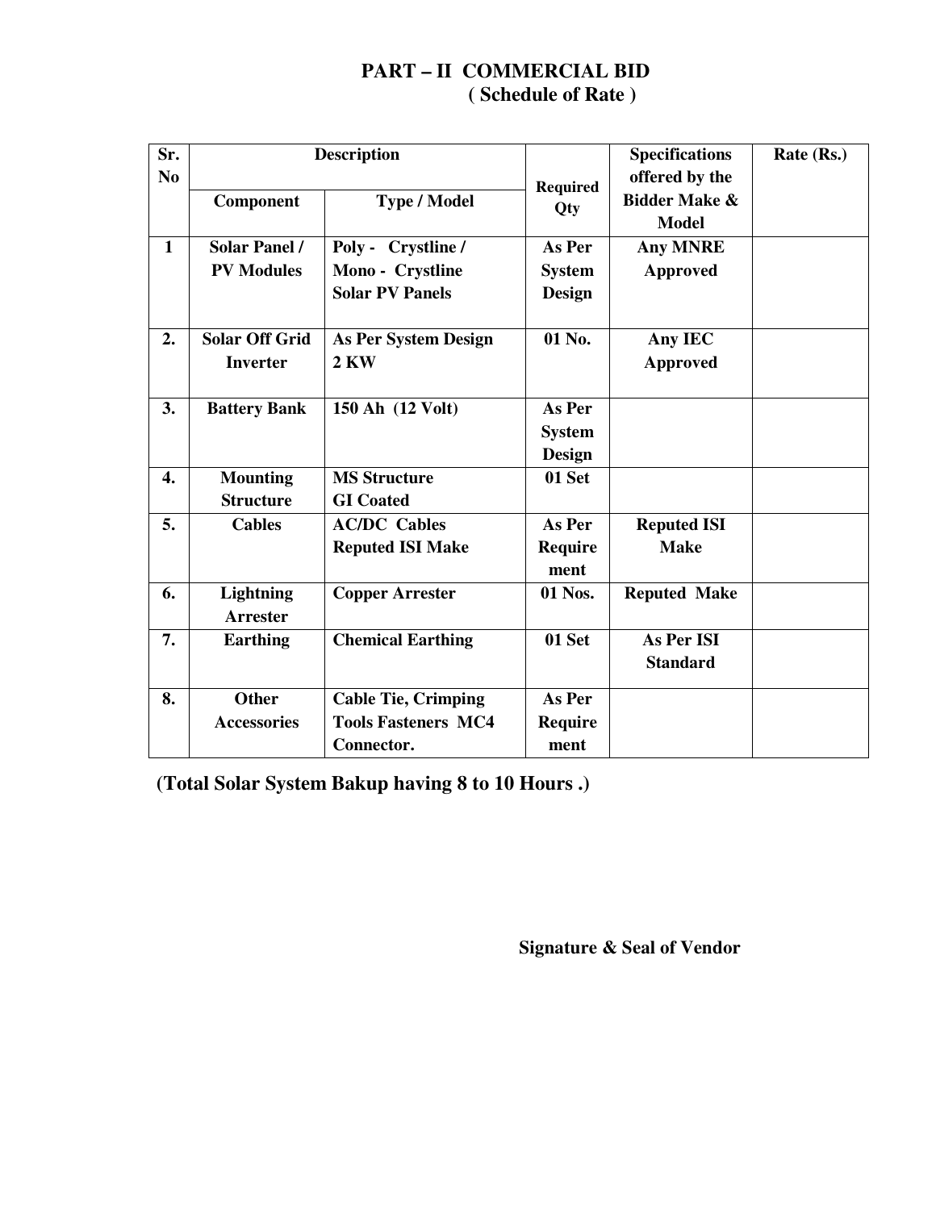# PART – II COMMERCIAL BID

## ( Schedule of Rate )

| Sr. No | Description | | Required Qty | Specifications offered by the Bidder Make & Model | Rate (Rs.) |
|---|---|---|---|---|---|
| | Component | Type / Model | | | |
| **1** | **Solar Panel / PV Modules** | **Poly - Crystline / Mono - Crystline Solar PV Panels** | **As Per System Design** | **Any MNRE Approved** | |
| **2.** | **Solar Off Grid Inverter** | **As Per System Design 2 KW** | **01 No.** | **Any IEC Approved** | |
| **3.** | **Battery Bank** | **150 Ah (12 Volt)** | **As Per System Design** | | |
| **4.** | **Mounting Structure** | **MS Structure GI Coated** | **01 Set** | | |
| **5.** | **Cables** | **AC/DC Cables Reputed ISI Make** | **As Per Require ment** | **Reputed ISI Make** | |
| **6.** | **Lightning Arrester** | **Copper Arrester** | **01 Nos.** | **Reputed Make** | |
| **7.** | **Earthing** | **Chemical Earthing** | **01 Set** | **As Per ISI Standard** | |
| **8.** | **Other Accessories** | **Cable Tie, Crimping Tools Fasteners MC4 Connector.** | **As Per Require ment** | | |

**(Total Solar System Bakup having 8 to 10 Hours .)**

**Signature & Seal of Vendor**